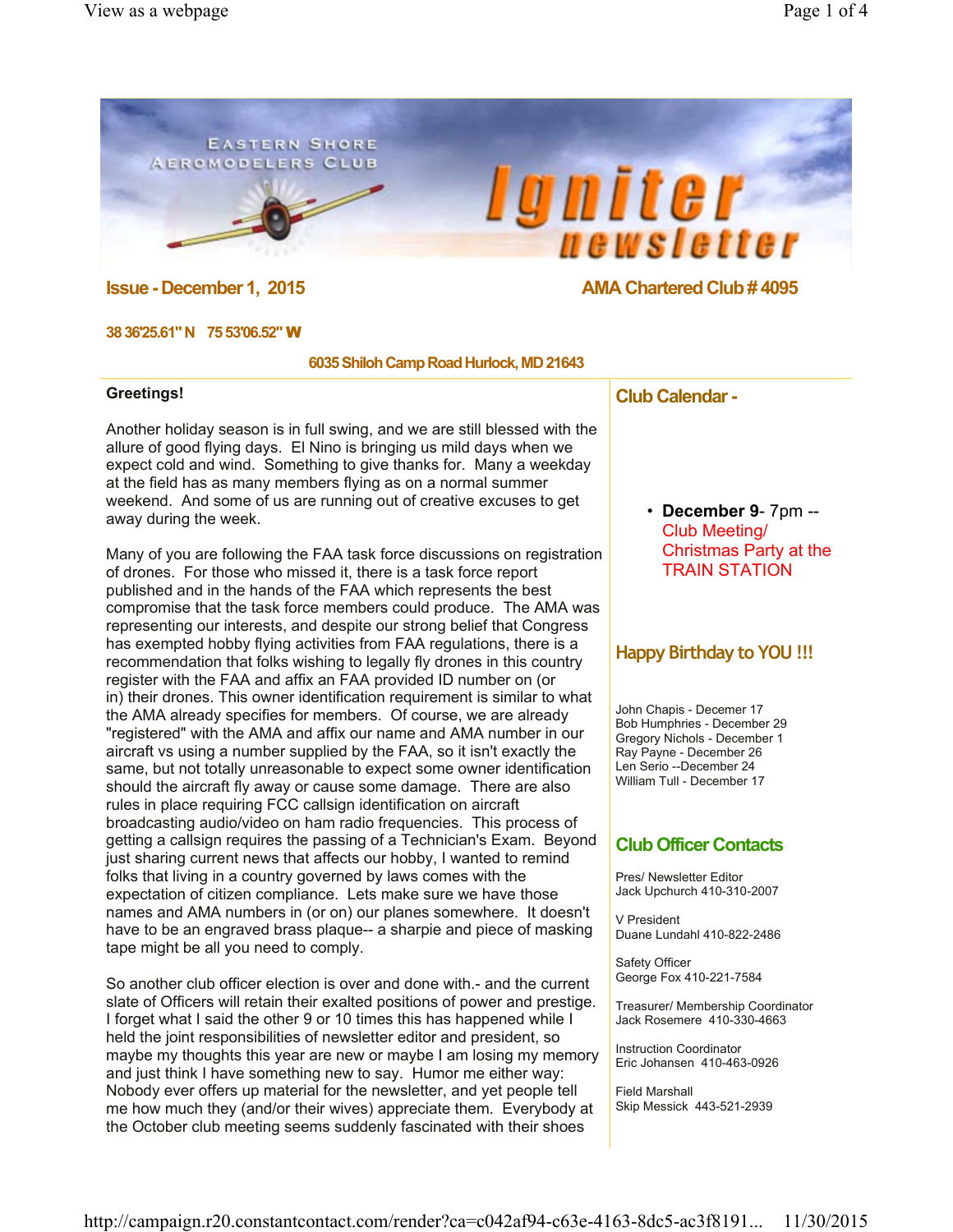# Eastern Shore Aeromodelers Club
# Igniter newsletter

**Issue - December 1, 2015**

**AMA Chartered Club # 4095**

**38 36'25.61" N 75 53'06.52" W**

**6035 Shiloh Camp Road Hurlock, MD 21643**

**Greetings!**

Another holiday season is in full swing, and we are still blessed with the allure of good flying days. El Nino is bringing us mild days when we expect cold and wind. Something to give thanks for. Many a weekday at the field has as many members flying as on a normal summer weekend. And some of us are running out of creative excuses to get away during the week.

Many of you are following the FAA task force discussions on registration of drones. For those who missed it, there is a task force report published and in the hands of the FAA which represents the best compromise that the task force members could produce. The AMA was representing our interests, and despite our strong belief that Congress has exempted hobby flying activities from FAA regulations, there is a recommendation that folks wishing to legally fly drones in this country register with the FAA and affix an FAA provided ID number on (or in) their drones. This owner identification requirement is similar to what the AMA already specifies for members. Of course, we are already "registered" with the AMA and affix our name and AMA number in our aircraft vs using a number supplied by the FAA, so it isn't exactly the same, but not totally unreasonable to expect some owner identification should the aircraft fly away or cause some damage. There are also rules in place requiring FCC callsign identification on aircraft broadcasting audio/video on ham radio frequencies. This process of getting a callsign requires the passing of a Technician's Exam. Beyond just sharing current news that affects our hobby, I wanted to remind folks that living in a country governed by laws comes with the expectation of citizen compliance. Lets make sure we have those names and AMA numbers in (or on) our planes somewhere. It doesn't have to be an engraved brass plaque-- a sharpie and piece of masking tape might be all you need to comply.

So another club officer election is over and done with.- and the current slate of Officers will retain their exalted positions of power and prestige. I forget what I said the other 9 or 10 times this has happened while I held the joint responsibilities of newsletter editor and president, so maybe my thoughts this year are new or maybe I am losing my memory and just think I have something new to say. Humor me either way: Nobody ever offers up material for the newsletter, and yet people tell me how much they (and/or their wives) appreciate them. Everybody at the October club meeting seems suddenly fascinated with their shoes

## Club Calendar -

- **December 9**- 7pm -- Club Meeting/ Christmas Party at the TRAIN STATION

## Happy Birthday to YOU !!!

John Chapis - Decemer 17
Bob Humphries - December 29
Gregory Nichols - December 1
Ray Payne - December 26
Len Serio --December 24
William Tull - December 17

## Club Officer Contacts

Pres/ Newsletter Editor
Jack Upchurch 410-310-2007

V President
Duane Lundahl 410-822-2486

Safety Officer
George Fox 410-221-7584

Treasurer/ Membership Coordinator
Jack Rosemere 410-330-4663

Instruction Coordinator
Eric Johansen 410-463-0926

Field Marshall
Skip Messick 443-521-2939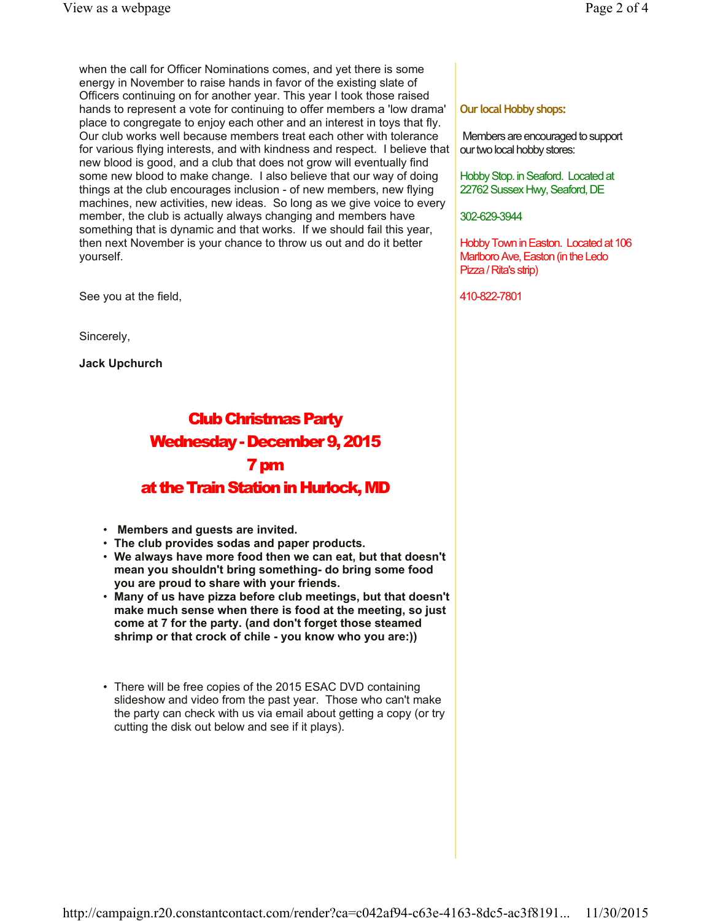when the call for Officer Nominations comes, and yet there is some energy in November to raise hands in favor of the existing slate of Officers continuing on for another year. This year I took those raised hands to represent a vote for continuing to offer members a 'low drama' place to congregate to enjoy each other and an interest in toys that fly. Our club works well because members treat each other with tolerance for various flying interests, and with kindness and respect. I believe that new blood is good, and a club that does not grow will eventually find some new blood to make change. I also believe that our way of doing things at the club encourages inclusion - of new members, new flying machines, new activities, new ideas. So long as we give voice to every member, the club is actually always changing and members have something that is dynamic and that works. If we should fail this year, then next November is your chance to throw us out and do it better yourself.

See you at the field,

Sincerely,

**Jack Upchurch**

## Club Christmas Party
## Wednesday - December 9, 2015
## 7 pm
## at the Train Station in Hurlock, MD

- **Members and guests are invited.**
- **The club provides sodas and paper products.**
- **We always have more food then we can eat, but that doesn't mean you shouldn't bring something- do bring some food you are proud to share with your friends.**
- **Many of us have pizza before club meetings, but that doesn't make much sense when there is food at the meeting, so just come at 7 for the party. (and don't forget those steamed shrimp or that crock of chile - you know who you are:))**

- There will be free copies of the 2015 ESAC DVD containing slideshow and video from the past year. Those who can't make the party can check with us via email about getting a copy (or try cutting the disk out below and see if it plays).

### Our local Hobby shops:

Members are encouraged to support our two local hobby stores:

Hobby Stop. in Seaford. Located at 22762 Sussex Hwy, Seaford, DE

302-629-3944

Hobby Town in Easton. Located at 106 Marlboro Ave, Easton (in the Ledo Pizza / Rita's strip)

410-822-7801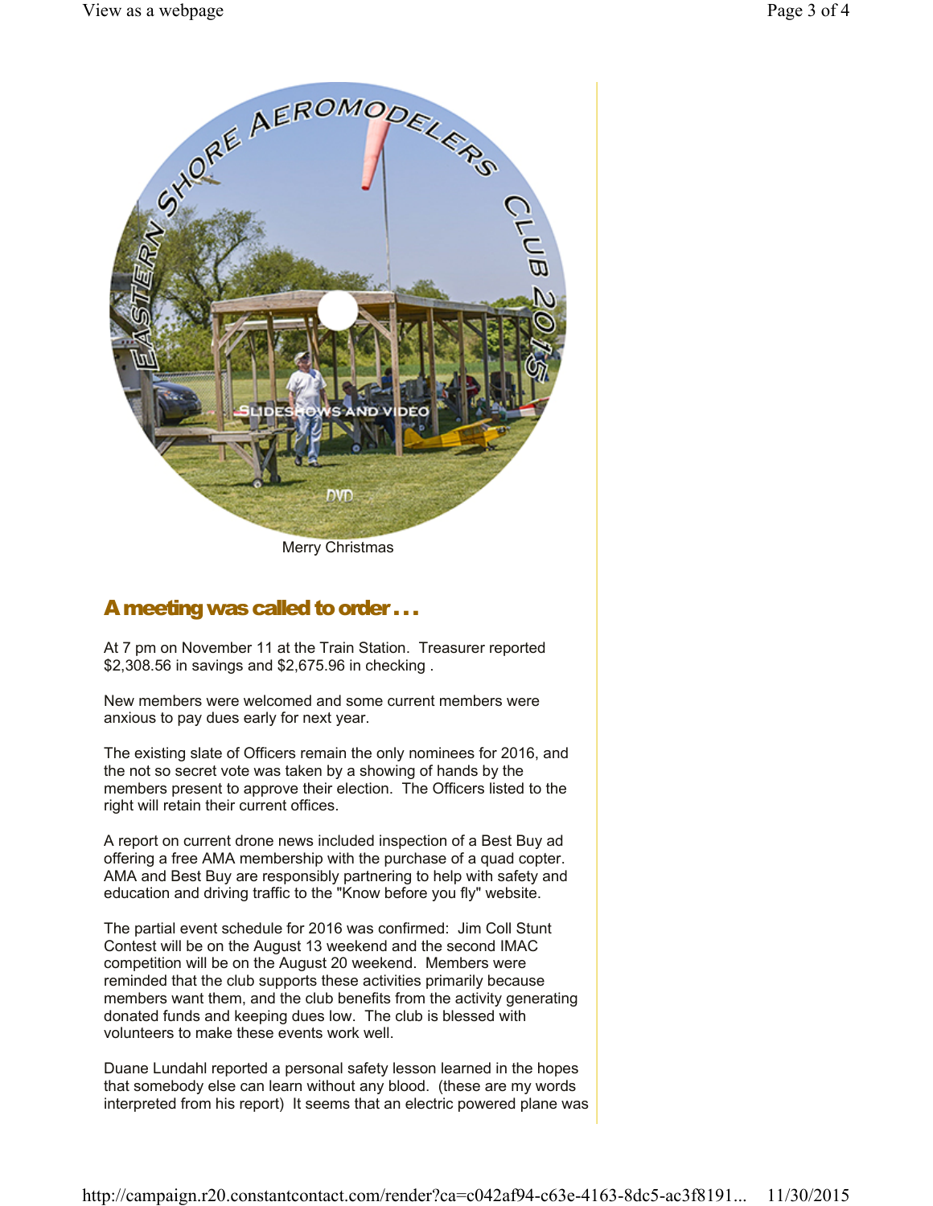Merry Christmas

## A meeting was called to order . . .

At 7 pm on November 11 at the Train Station. Treasurer reported $2,308.56 in savings and $2,675.96 in checking .

New members were welcomed and some current members were anxious to pay dues early for next year.

The existing slate of Officers remain the only nominees for 2016, and the not so secret vote was taken by a showing of hands by the members present to approve their election. The Officers listed to the right will retain their current offices.

A report on current drone news included inspection of a Best Buy ad offering a free AMA membership with the purchase of a quad copter. AMA and Best Buy are responsibly partnering to help with safety and education and driving traffic to the "Know before you fly" website.

The partial event schedule for 2016 was confirmed: Jim Coll Stunt Contest will be on the August 13 weekend and the second IMAC competition will be on the August 20 weekend. Members were reminded that the club supports these activities primarily because members want them, and the club benefits from the activity generating donated funds and keeping dues low. The club is blessed with volunteers to make these events work well.

Duane Lundahl reported a personal safety lesson learned in the hopes that somebody else can learn without any blood. (these are my words interpreted from his report) It seems that an electric powered plane was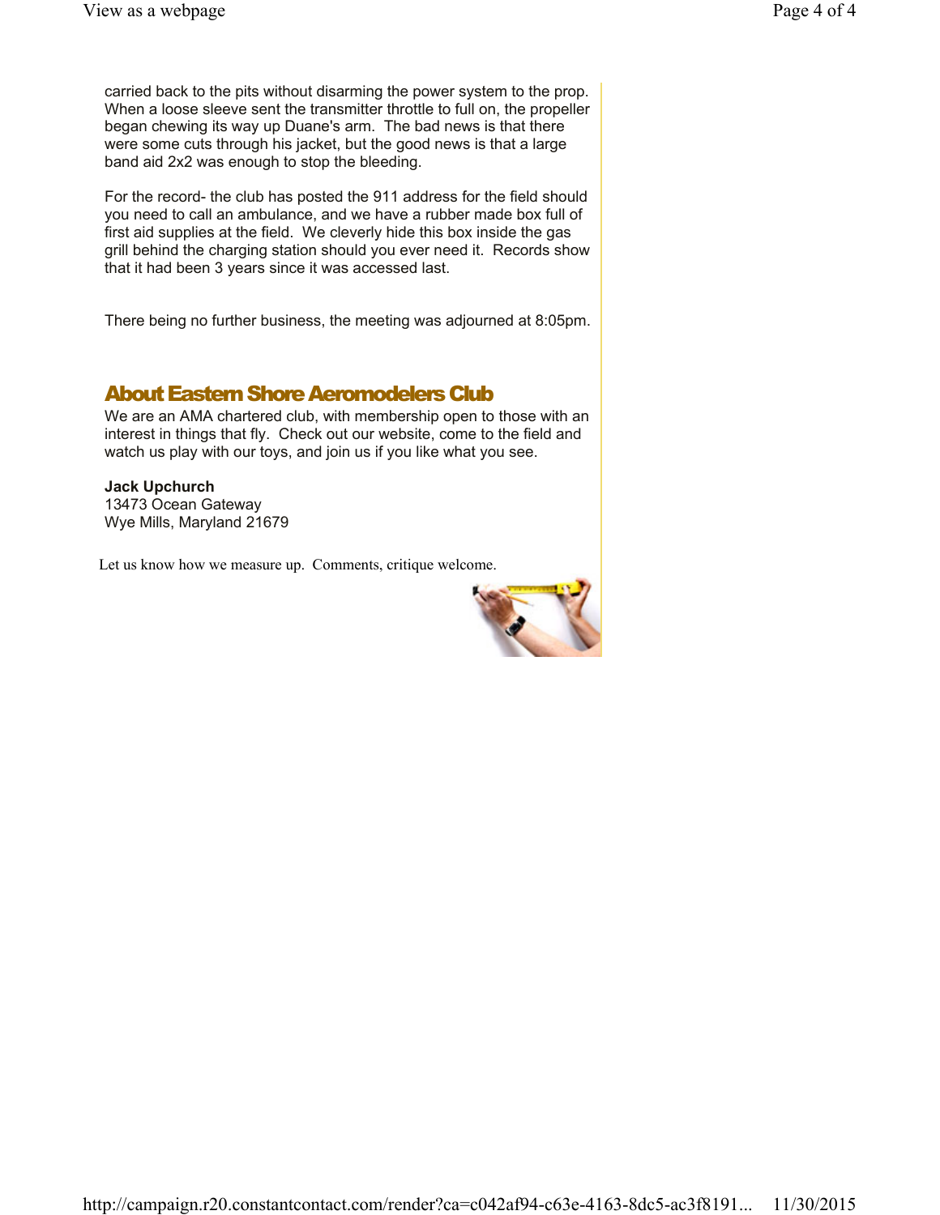carried back to the pits without disarming the power system to the prop. When a loose sleeve sent the transmitter throttle to full on, the propeller began chewing its way up Duane's arm. The bad news is that there were some cuts through his jacket, but the good news is that a large band aid 2x2 was enough to stop the bleeding.

For the record- the club has posted the 911 address for the field should you need to call an ambulance, and we have a rubber made box full of first aid supplies at the field. We cleverly hide this box inside the gas grill behind the charging station should you ever need it. Records show that it had been 3 years since it was accessed last.

There being no further business, the meeting was adjourned at 8:05pm.

## About Eastern Shore Aeromodelers Club

We are an AMA chartered club, with membership open to those with an interest in things that fly. Check out our website, come to the field and watch us play with our toys, and join us if you like what you see.

**Jack Upchurch**
13473 Ocean Gateway
Wye Mills, Maryland 21679

Let us know how we measure up. Comments, critique welcome.